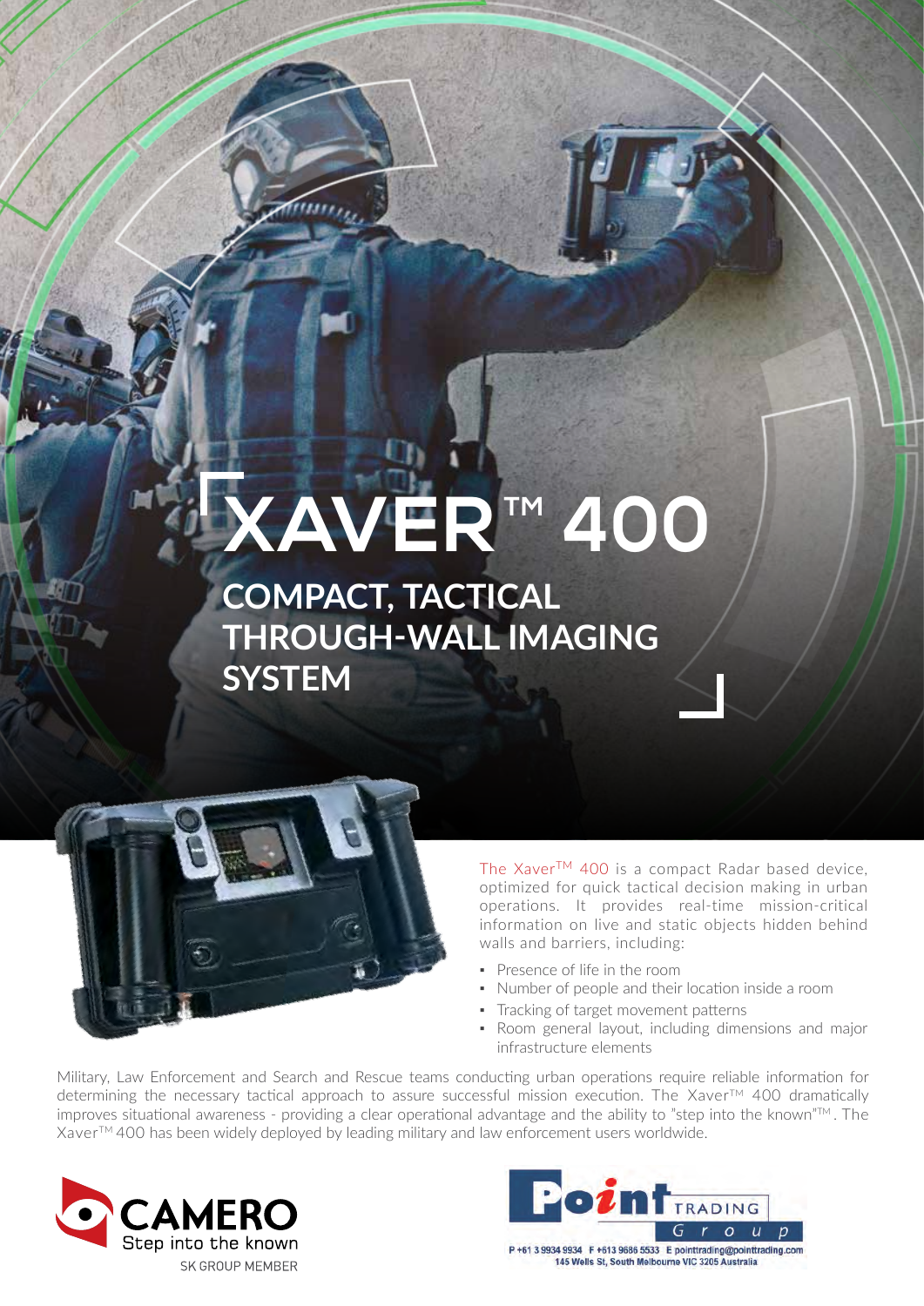# XAVER™ 400

## COMPACT, TACTICAL THROUGH-WALL IMAGING SYSTEM

The Xaver™ 400 is a compact Radar based device, optimized for quick tactical decision making in urban operations. It provides real-time mission-critical information on live and static objects hidden behind walls and barriers, including:

- Presence of life in the room
- Number of people and their location inside a room
- Tracking of target movement patterns
- Room general layout, including dimensions and major infrastructure elements

Military, Law Enforcement and Search and Rescue teams conducting urban operations require reliable information for determining the necessary tactical approach to assure successful mission execution. The Xaver™ 400 dramatically improves situational awareness - providing a clear operational advantage and the ability to "step into the known"™. The Xaver™ 400 has been widely deployed by leading military and law enforcement users worldwide.

CAMERO
Step into the known
SK GROUP MEMBER

Point TRADING Group
P +61 3 9934 9934 F +613 9686 5533 E pointtrading@pointtrading.com
145 Wells St, South Melbourne VIC 3205 Australia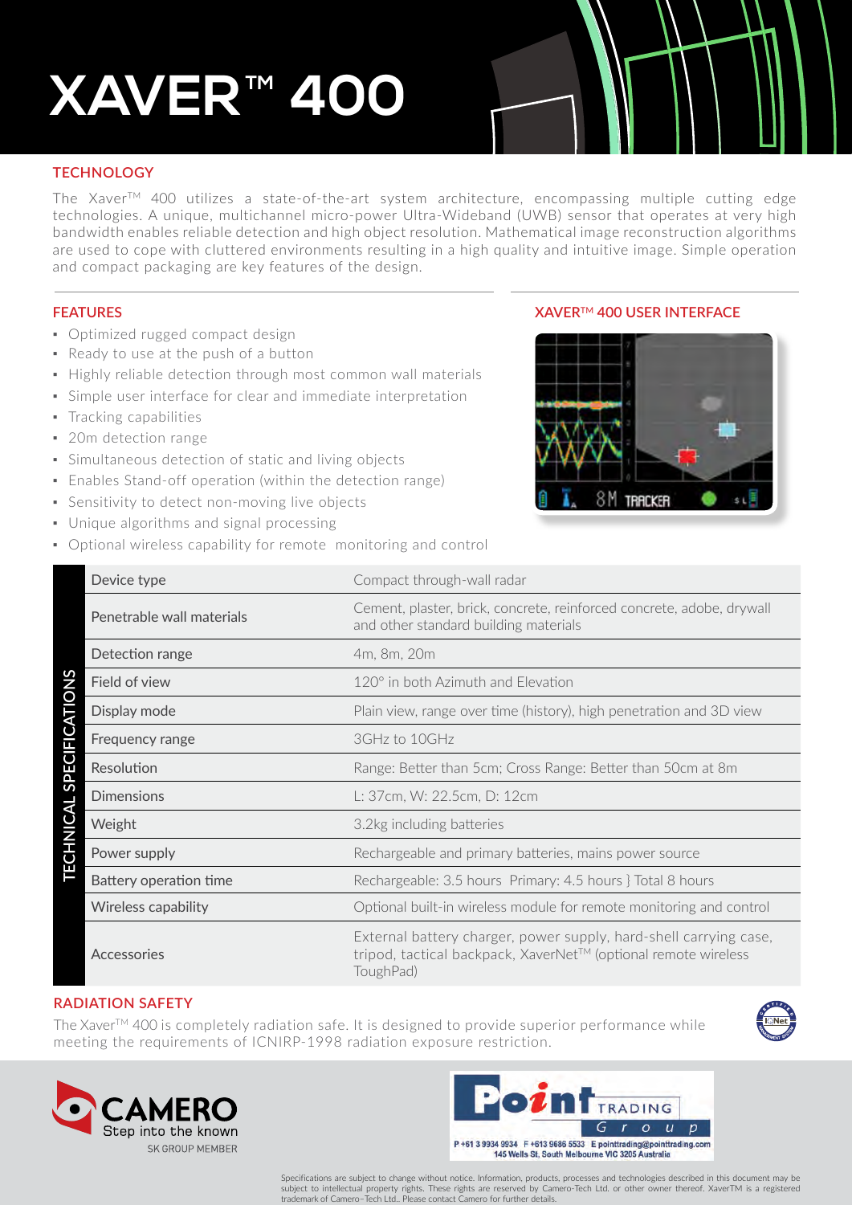# XAVER™ 400

## TECHNOLOGY

The Xaver™ 400 utilizes a state-of-the-art system architecture, encompassing multiple cutting edge technologies. A unique, multichannel micro-power Ultra-Wideband (UWB) sensor that operates at very high bandwidth enables reliable detection and high object resolution. Mathematical image reconstruction algorithms are used to cope with cluttered environments resulting in a high quality and intuitive image. Simple operation and compact packaging are key features of the design.

## FEATURES

- Optimized rugged compact design
- Ready to use at the push of a button
- Highly reliable detection through most common wall materials
- Simple user interface for clear and immediate interpretation
- Tracking capabilities
- 20m detection range
- Simultaneous detection of static and living objects
- Enables Stand-off operation (within the detection range)
- Sensitivity to detect non-moving live objects
- Unique algorithms and signal processing
- Optional wireless capability for remote monitoring and control

## XAVER™ 400 USER INTERFACE

8M TRACKER

## TECHNICAL SPECIFICATIONS

| | |
|---|---|
| Device type | Compact through-wall radar |
| Penetrable wall materials | Cement, plaster, brick, concrete, reinforced concrete, adobe, drywall and other standard building materials |
| Detection range | 4m, 8m, 20m |
| Field of view | 120° in both Azimuth and Elevation |
| Display mode | Plain view, range over time (history), high penetration and 3D view |
| Frequency range | 3GHz to 10GHz |
| Resolution | Range: Better than 5cm; Cross Range: Better than 50cm at 8m |
| Dimensions | L: 37cm, W: 22.5cm, D: 12cm |
| Weight | 3.2kg including batteries |
| Power supply | Rechargeable and primary batteries, mains power source |
| Battery operation time | Rechargeable: 3.5 hours Primary: 4.5 hours } Total 8 hours |
| Wireless capability | Optional built-in wireless module for remote monitoring and control |
| Accessories | External battery charger, power supply, hard-shell carrying case, tripod, tactical backpack, XaverNet™ (optional remote wireless ToughPad) |

## RADIATION SAFETY

The Xaver™ 400 is completely radiation safe. It is designed to provide superior performance while meeting the requirements of ICNIRP-1998 radiation exposure restriction.

CAMERO
Step into the known
SK GROUP MEMBER

Point TRADING Group
P +61 3 9934 9934 F +613 9686 5533 E pointtrading@pointtrading.com
145 Wells St, South Melbourne VIC 3205 Australia

Specifications are subject to change without notice. Information, products, processes and technologies described in this document may be subject to intellectual property rights. These rights are reserved by Camero-Tech Ltd. or other owner thereof. XaverTM is a registered trademark of Camero-Tech Ltd.. Please contact Camero for further details.